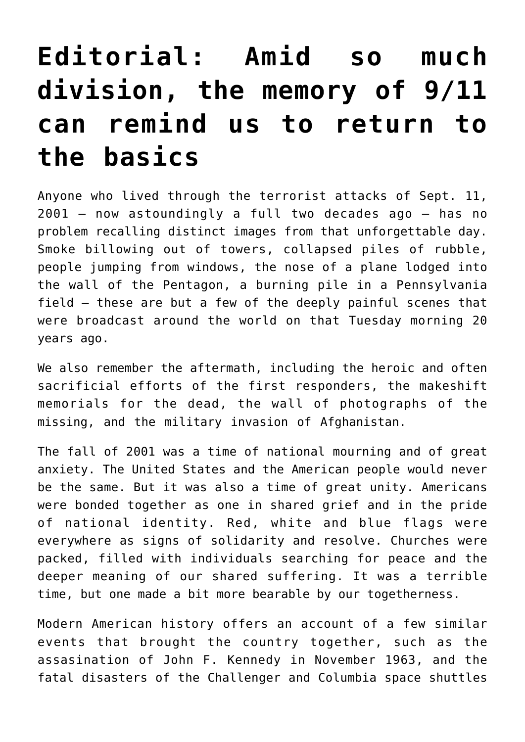# Editorial: Amid so much division, the memory of 9/11 can remind us to return to the basics

Anyone who lived through the terrorist attacks of Sept. 11, 2001 — now astoundingly a full two decades ago — has no problem recalling distinct images from that unforgettable day. Smoke billowing out of towers, collapsed piles of rubble, people jumping from windows, the nose of a plane lodged into the wall of the Pentagon, a burning pile in a Pennsylvania field — these are but a few of the deeply painful scenes that were broadcast around the world on that Tuesday morning 20 years ago.

We also remember the aftermath, including the heroic and often sacrificial efforts of the first responders, the makeshift memorials for the dead, the wall of photographs of the missing, and the military invasion of Afghanistan.

The fall of 2001 was a time of national mourning and of great anxiety. The United States and the American people would never be the same. But it was also a time of great unity. Americans were bonded together as one in shared grief and in the pride of national identity. Red, white and blue flags were everywhere as signs of solidarity and resolve. Churches were packed, filled with individuals searching for peace and the deeper meaning of our shared suffering. It was a terrible time, but one made a bit more bearable by our togetherness.

Modern American history offers an account of a few similar events that brought the country together, such as the assasination of John F. Kennedy in November 1963, and the fatal disasters of the Challenger and Columbia space shuttles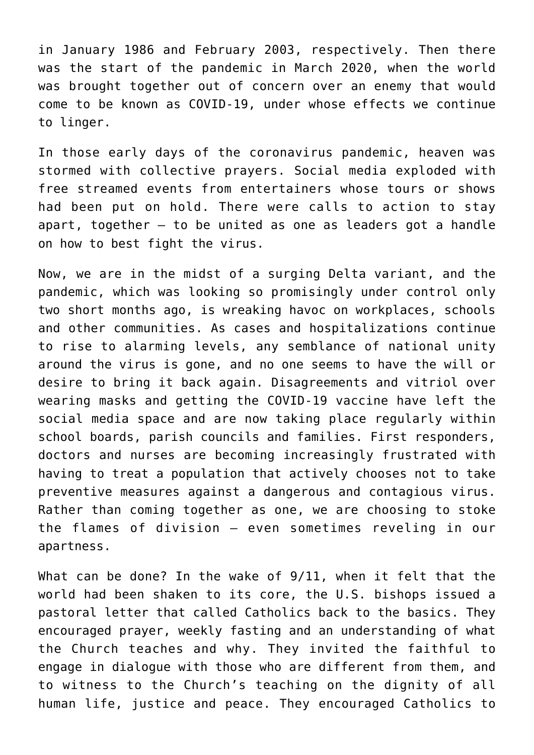in January 1986 and February 2003, respectively. Then there was the start of the pandemic in March 2020, when the world was brought together out of concern over an enemy that would come to be known as COVID-19, under whose effects we continue to linger.

In those early days of the coronavirus pandemic, heaven was stormed with collective prayers. Social media exploded with free streamed events from entertainers whose tours or shows had been put on hold. There were calls to action to stay apart, together — to be united as one as leaders got a handle on how to best fight the virus.

Now, we are in the midst of a surging Delta variant, and the pandemic, which was looking so promisingly under control only two short months ago, is wreaking havoc on workplaces, schools and other communities. As cases and hospitalizations continue to rise to alarming levels, any semblance of national unity around the virus is gone, and no one seems to have the will or desire to bring it back again. Disagreements and vitriol over wearing masks and getting the COVID-19 vaccine have left the social media space and are now taking place regularly within school boards, parish councils and families. First responders, doctors and nurses are becoming increasingly frustrated with having to treat a population that actively chooses not to take preventive measures against a dangerous and contagious virus. Rather than coming together as one, we are choosing to stoke the flames of division — even sometimes reveling in our apartness.

What can be done? In the wake of 9/11, when it felt that the world had been shaken to its core, the U.S. bishops issued a pastoral letter that called Catholics back to the basics. They encouraged prayer, weekly fasting and an understanding of what the Church teaches and why. They invited the faithful to engage in dialogue with those who are different from them, and to witness to the Church's teaching on the dignity of all human life, justice and peace. They encouraged Catholics to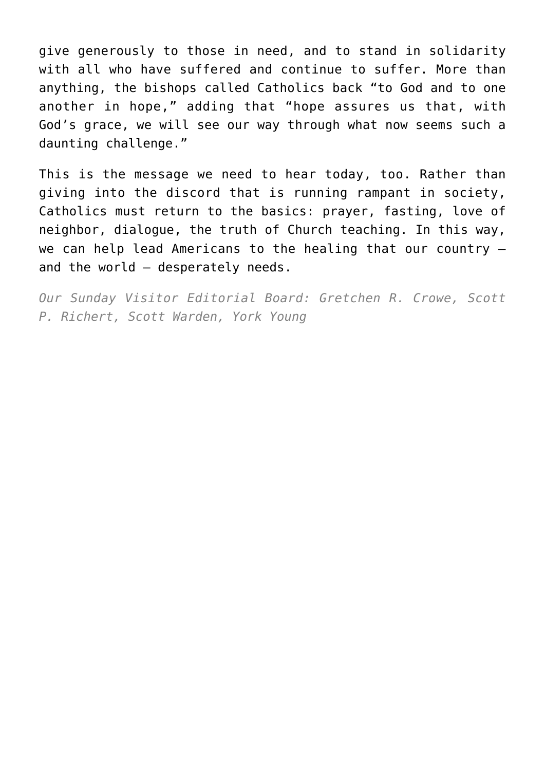give generously to those in need, and to stand in solidarity with all who have suffered and continue to suffer. More than anything, the bishops called Catholics back "to God and to one another in hope," adding that "hope assures us that, with God's grace, we will see our way through what now seems such a daunting challenge."

This is the message we need to hear today, too. Rather than giving into the discord that is running rampant in society, Catholics must return to the basics: prayer, fasting, love of neighbor, dialogue, the truth of Church teaching. In this way, we can help lead Americans to the healing that our country — and the world — desperately needs.

*Our Sunday Visitor Editorial Board: Gretchen R. Crowe, Scott P. Richert, Scott Warden, York Young*